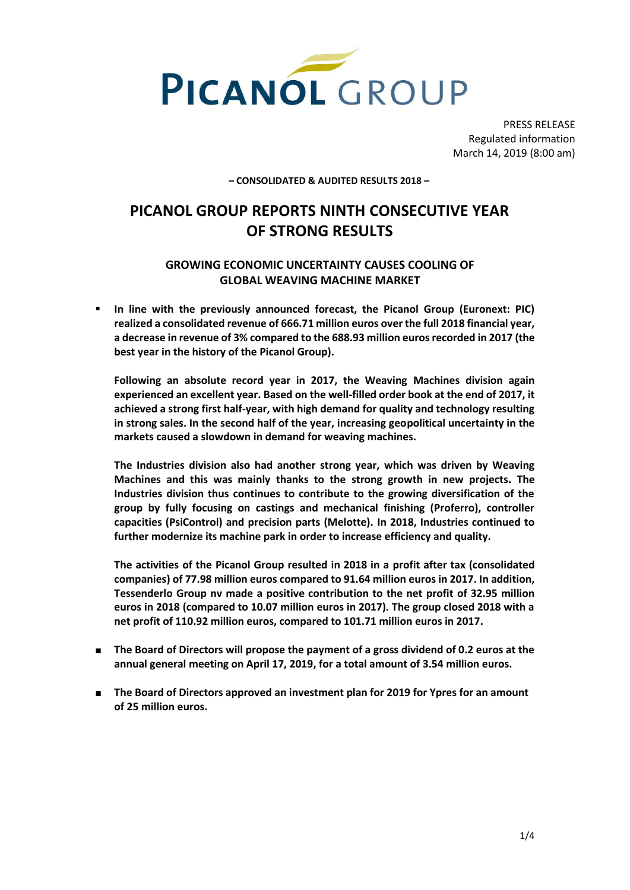PICANOL GROUP

PRESS RELEASE
Regulated information
March 14, 2019 (8:00 am)

**– CONSOLIDATED & AUDITED RESULTS 2018 –**

# PICANOL GROUP REPORTS NINTH CONSECUTIVE YEAR OF STRONG RESULTS

## GROWING ECONOMIC UNCERTAINTY CAUSES COOLING OF GLOBAL WEAVING MACHINE MARKET

- **In line with the previously announced forecast, the Picanol Group (Euronext: PIC) realized a consolidated revenue of 666.71 million euros over the full 2018 financial year, a decrease in revenue of 3% compared to the 688.93 million euros recorded in 2017 (the best year in the history of the Picanol Group).**

  **Following an absolute record year in 2017, the Weaving Machines division again experienced an excellent year. Based on the well-filled order book at the end of 2017, it achieved a strong first half-year, with high demand for quality and technology resulting in strong sales. In the second half of the year, increasing geopolitical uncertainty in the markets caused a slowdown in demand for weaving machines.**

  **The Industries division also had another strong year, which was driven by Weaving Machines and this was mainly thanks to the strong growth in new projects. The Industries division thus continues to contribute to the growing diversification of the group by fully focusing on castings and mechanical finishing (Proferro), controller capacities (PsiControl) and precision parts (Melotte). In 2018, Industries continued to further modernize its machine park in order to increase efficiency and quality.**

  **The activities of the Picanol Group resulted in 2018 in a profit after tax (consolidated companies) of 77.98 million euros compared to 91.64 million euros in 2017. In addition, Tessenderlo Group nv made a positive contribution to the net profit of 32.95 million euros in 2018 (compared to 10.07 million euros in 2017). The group closed 2018 with a net profit of 110.92 million euros, compared to 101.71 million euros in 2017.**

- **The Board of Directors will propose the payment of a gross dividend of 0.2 euros at the annual general meeting on April 17, 2019, for a total amount of 3.54 million euros.**

- **The Board of Directors approved an investment plan for 2019 for Ypres for an amount of 25 million euros.**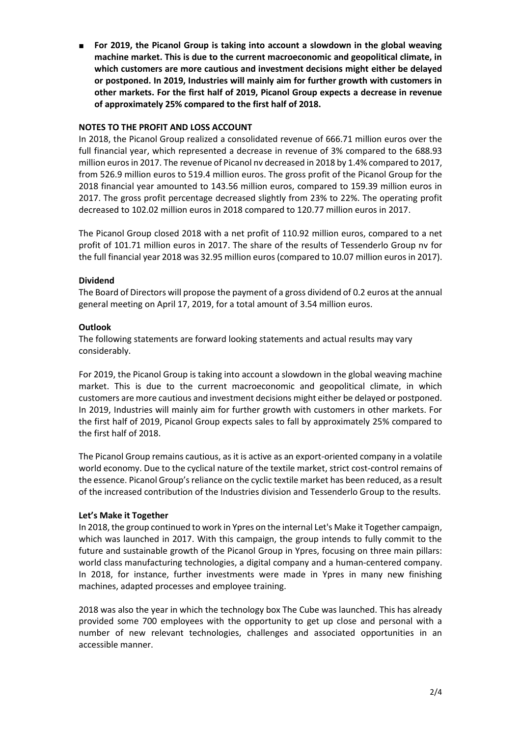- **For 2019, the Picanol Group is taking into account a slowdown in the global weaving machine market. This is due to the current macroeconomic and geopolitical climate, in which customers are more cautious and investment decisions might either be delayed or postponed. In 2019, Industries will mainly aim for further growth with customers in other markets. For the first half of 2019, Picanol Group expects a decrease in revenue of approximately 25% compared to the first half of 2018.**

**NOTES TO THE PROFIT AND LOSS ACCOUNT**

In 2018, the Picanol Group realized a consolidated revenue of 666.71 million euros over the full financial year, which represented a decrease in revenue of 3% compared to the 688.93 million euros in 2017. The revenue of Picanol nv decreased in 2018 by 1.4% compared to 2017, from 526.9 million euros to 519.4 million euros. The gross profit of the Picanol Group for the 2018 financial year amounted to 143.56 million euros, compared to 159.39 million euros in 2017. The gross profit percentage decreased slightly from 23% to 22%. The operating profit decreased to 102.02 million euros in 2018 compared to 120.77 million euros in 2017.

The Picanol Group closed 2018 with a net profit of 110.92 million euros, compared to a net profit of 101.71 million euros in 2017. The share of the results of Tessenderlo Group nv for the full financial year 2018 was 32.95 million euros (compared to 10.07 million euros in 2017).

**Dividend**

The Board of Directors will propose the payment of a gross dividend of 0.2 euros at the annual general meeting on April 17, 2019, for a total amount of 3.54 million euros.

**Outlook**

The following statements are forward looking statements and actual results may vary considerably.

For 2019, the Picanol Group is taking into account a slowdown in the global weaving machine market. This is due to the current macroeconomic and geopolitical climate, in which customers are more cautious and investment decisions might either be delayed or postponed. In 2019, Industries will mainly aim for further growth with customers in other markets. For the first half of 2019, Picanol Group expects sales to fall by approximately 25% compared to the first half of 2018.

The Picanol Group remains cautious, as it is active as an export-oriented company in a volatile world economy. Due to the cyclical nature of the textile market, strict cost-control remains of the essence. Picanol Group's reliance on the cyclic textile market has been reduced, as a result of the increased contribution of the Industries division and Tessenderlo Group to the results.

**Let's Make it Together**

In 2018, the group continued to work in Ypres on the internal Let's Make it Together campaign, which was launched in 2017. With this campaign, the group intends to fully commit to the future and sustainable growth of the Picanol Group in Ypres, focusing on three main pillars: world class manufacturing technologies, a digital company and a human-centered company. In 2018, for instance, further investments were made in Ypres in many new finishing machines, adapted processes and employee training.

2018 was also the year in which the technology box The Cube was launched. This has already provided some 700 employees with the opportunity to get up close and personal with a number of new relevant technologies, challenges and associated opportunities in an accessible manner.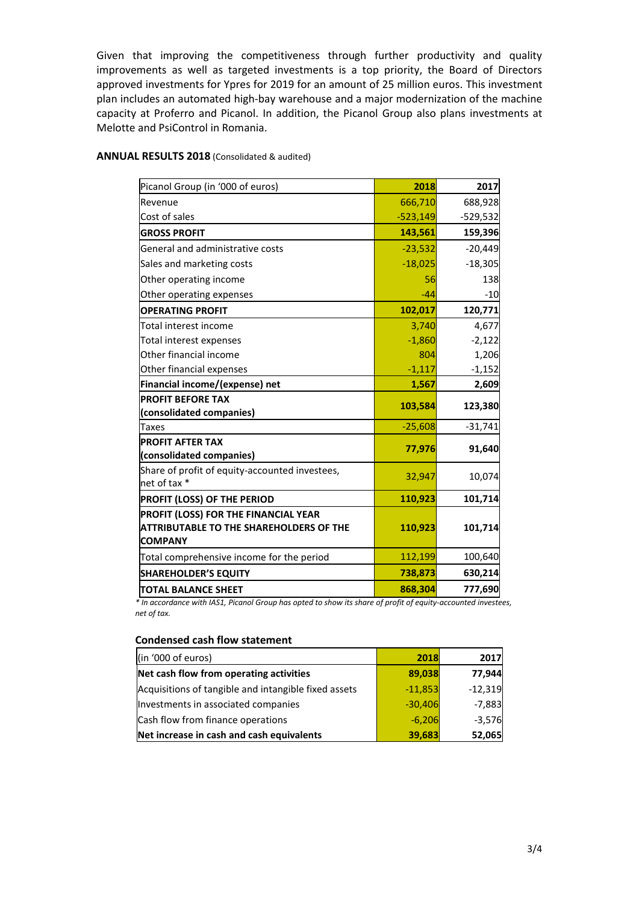Given that improving the competitiveness through further productivity and quality improvements as well as targeted investments is a top priority, the Board of Directors approved investments for Ypres for 2019 for an amount of 25 million euros. This investment plan includes an automated high-bay warehouse and a major modernization of the machine capacity at Proferro and Picanol. In addition, the Picanol Group also plans investments at Melotte and PsiControl in Romania.

**ANNUAL RESULTS 2018** (Consolidated & audited)

| Picanol Group (in '000 of euros) | 2018 | 2017 |
|---|---|---|
| Revenue | 666,710 | 688,928 |
| Cost of sales | -523,149 | -529,532 |
| **GROSS PROFIT** | **143,561** | **159,396** |
| General and administrative costs | -23,532 | -20,449 |
| Sales and marketing costs | -18,025 | -18,305 |
| Other operating income | 56 | 138 |
| Other operating expenses | -44 | -10 |
| **OPERATING PROFIT** | **102,017** | **120,771** |
| Total interest income | 3,740 | 4,677 |
| Total interest expenses | -1,860 | -2,122 |
| Other financial income | 804 | 1,206 |
| Other financial expenses | -1,117 | -1,152 |
| **Financial income/(expense) net** | **1,567** | **2,609** |
| **PROFIT BEFORE TAX (consolidated companies)** | **103,584** | **123,380** |
| Taxes | -25,608 | -31,741 |
| **PROFIT AFTER TAX (consolidated companies)** | **77,976** | **91,640** |
| Share of profit of equity-accounted investees, net of tax * | 32,947 | 10,074 |
| **PROFIT (LOSS) OF THE PERIOD** | **110,923** | **101,714** |
| **PROFIT (LOSS) FOR THE FINANCIAL YEAR ATTRIBUTABLE TO THE SHAREHOLDERS OF THE COMPANY** | **110,923** | **101,714** |
| Total comprehensive income for the period | 112,199 | 100,640 |
| **SHAREHOLDER'S EQUITY** | **738,873** | **630,214** |
| **TOTAL BALANCE SHEET** | **868,304** | **777,690** |

*\* In accordance with IAS1, Picanol Group has opted to show its share of profit of equity-accounted investees, net of tax.*

**Condensed cash flow statement**

| (in '000 of euros) | 2018 | 2017 |
|---|---|---|
| **Net cash flow from operating activities** | **89,038** | **77,944** |
| Acquisitions of tangible and intangible fixed assets | -11,853 | -12,319 |
| Investments in associated companies | -30,406 | -7,883 |
| Cash flow from finance operations | -6,206 | -3,576 |
| **Net increase in cash and cash equivalents** | **39,683** | **52,065** |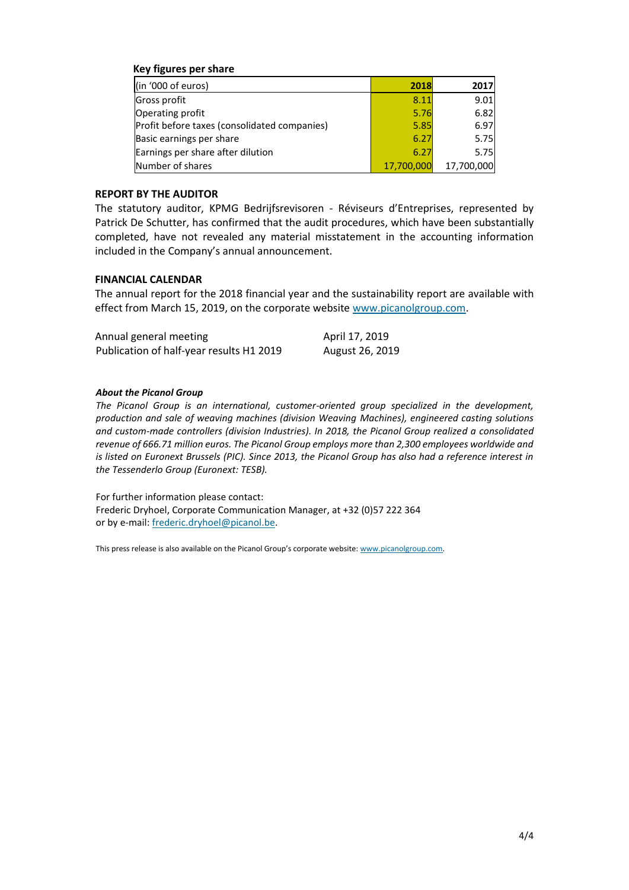**Key figures per share**

| (in '000 of euros) | 2018 | 2017 |
|---|---|---|
| Gross profit | 8.11 | 9.01 |
| Operating profit | 5.76 | 6.82 |
| Profit before taxes (consolidated companies) | 5.85 | 6.97 |
| Basic earnings per share | 6.27 | 5.75 |
| Earnings per share after dilution | 6.27 | 5.75 |
| Number of shares | 17,700,000 | 17,700,000 |

## REPORT BY THE AUDITOR

The statutory auditor, KPMG Bedrijfsrevisoren - Réviseurs d'Entreprises, represented by Patrick De Schutter, has confirmed that the audit procedures, which have been substantially completed, have not revealed any material misstatement in the accounting information included in the Company's annual announcement.

## FINANCIAL CALENDAR

The annual report for the 2018 financial year and the sustainability report are available with effect from March 15, 2019, on the corporate website www.picanolgroup.com.

| | |
|---|---|
| Annual general meeting | April 17, 2019 |
| Publication of half-year results H1 2019 | August 26, 2019 |

***About the Picanol Group***

*The Picanol Group is an international, customer-oriented group specialized in the development, production and sale of weaving machines (division Weaving Machines), engineered casting solutions and custom-made controllers (division Industries). In 2018, the Picanol Group realized a consolidated revenue of 666.71 million euros. The Picanol Group employs more than 2,300 employees worldwide and is listed on Euronext Brussels (PIC). Since 2013, the Picanol Group has also had a reference interest in the Tessenderlo Group (Euronext: TESB).*

For further information please contact:
Frederic Dryhoel, Corporate Communication Manager, at +32 (0)57 222 364
or by e-mail: frederic.dryhoel@picanol.be.

This press release is also available on the Picanol Group's corporate website: www.picanolgroup.com.